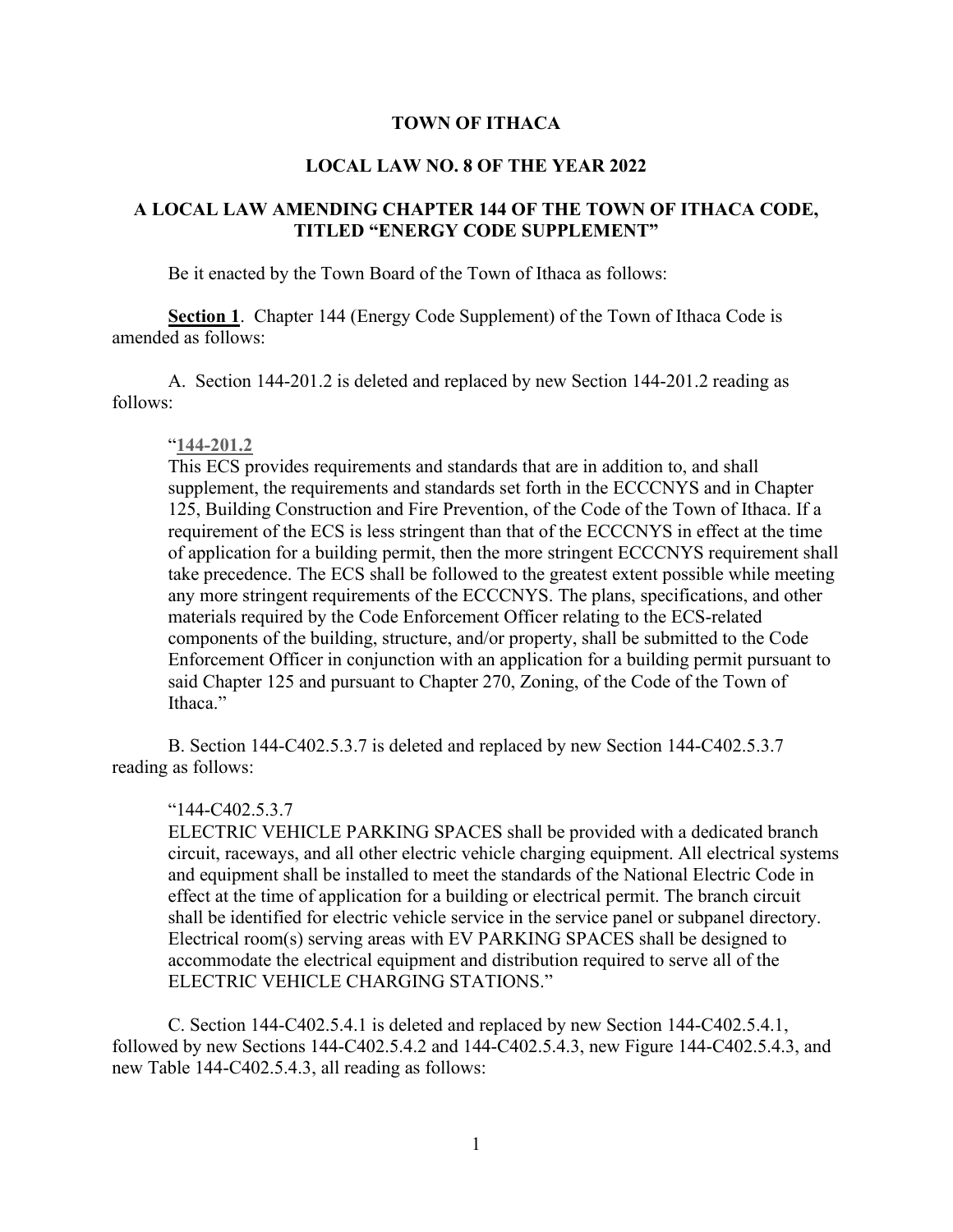**TOWN OF ITHACA**

**LOCAL LAW NO. 8 OF THE YEAR 2022**

**A LOCAL LAW AMENDING CHAPTER 144 OF THE TOWN OF ITHACA CODE, TITLED "ENERGY CODE SUPPLEMENT"**

Be it enacted by the Town Board of the Town of Ithaca as follows:

**Section 1**. Chapter 144 (Energy Code Supplement) of the Town of Ithaca Code is amended as follows:

A. Section 144-201.2 is deleted and replaced by new Section 144-201.2 reading as follows:

> "**144-201.2**
> This ECS provides requirements and standards that are in addition to, and shall supplement, the requirements and standards set forth in the ECCCNYS and in Chapter 125, Building Construction and Fire Prevention, of the Code of the Town of Ithaca. If a requirement of the ECS is less stringent than that of the ECCCNYS in effect at the time of application for a building permit, then the more stringent ECCCNYS requirement shall take precedence. The ECS shall be followed to the greatest extent possible while meeting any more stringent requirements of the ECCCNYS. The plans, specifications, and other materials required by the Code Enforcement Officer relating to the ECS-related components of the building, structure, and/or property, shall be submitted to the Code Enforcement Officer in conjunction with an application for a building permit pursuant to said Chapter 125 and pursuant to Chapter 270, Zoning, of the Code of the Town of Ithaca."

B. Section 144-C402.5.3.7 is deleted and replaced by new Section 144-C402.5.3.7 reading as follows:

> "144-C402.5.3.7
> ELECTRIC VEHICLE PARKING SPACES shall be provided with a dedicated branch circuit, raceways, and all other electric vehicle charging equipment. All electrical systems and equipment shall be installed to meet the standards of the National Electric Code in effect at the time of application for a building or electrical permit. The branch circuit shall be identified for electric vehicle service in the service panel or subpanel directory. Electrical room(s) serving areas with EV PARKING SPACES shall be designed to accommodate the electrical equipment and distribution required to serve all of the ELECTRIC VEHICLE CHARGING STATIONS."

C. Section 144-C402.5.4.1 is deleted and replaced by new Section 144-C402.5.4.1, followed by new Sections 144-C402.5.4.2 and 144-C402.5.4.3, new Figure 144-C402.5.4.3, and new Table 144-C402.5.4.3, all reading as follows: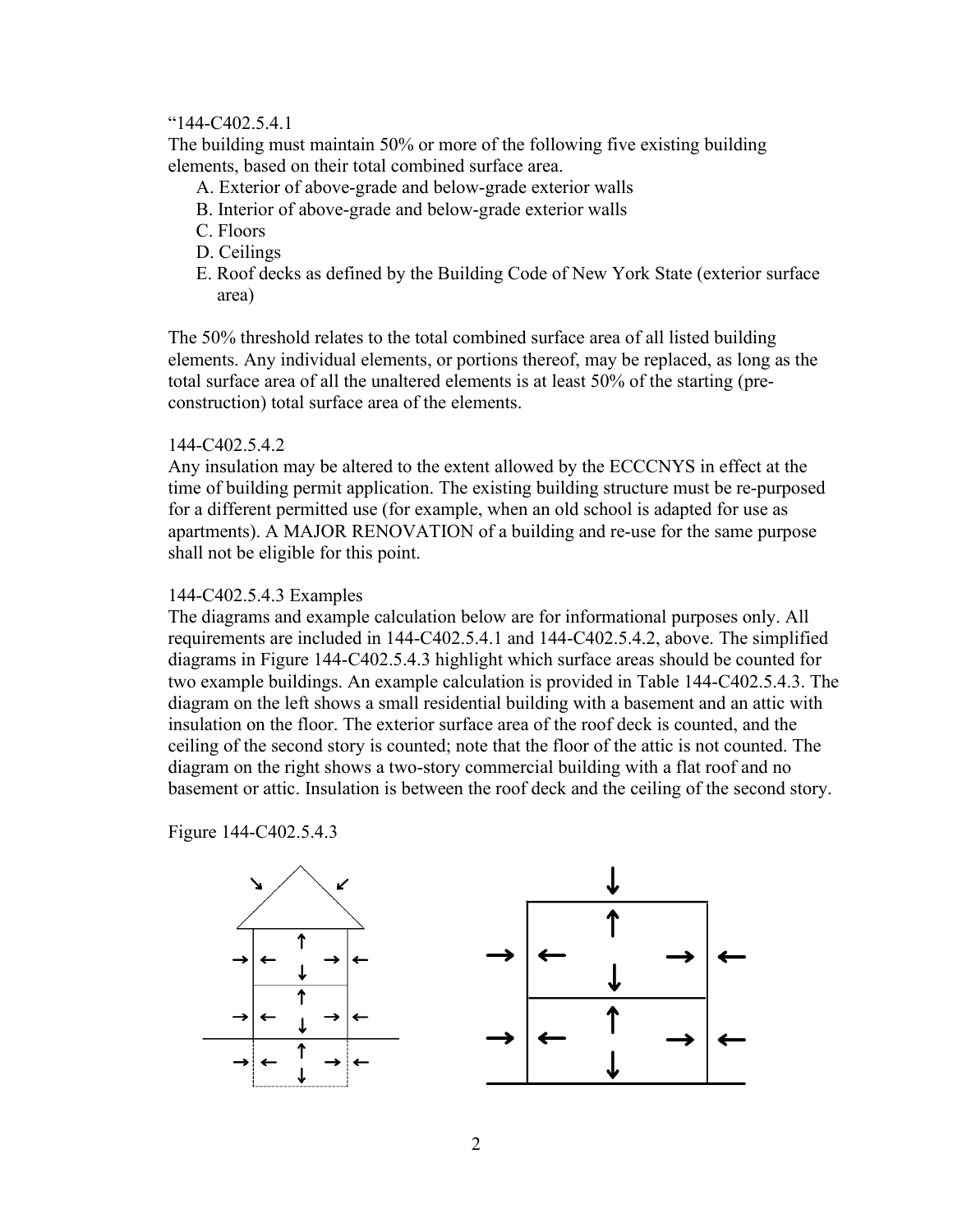"144-C402.5.4.1

The building must maintain 50% or more of the following five existing building elements, based on their total combined surface area.

A. Exterior of above-grade and below-grade exterior walls
B. Interior of above-grade and below-grade exterior walls
C. Floors
D. Ceilings
E. Roof decks as defined by the Building Code of New York State (exterior surface area)

The 50% threshold relates to the total combined surface area of all listed building elements. Any individual elements, or portions thereof, may be replaced, as long as the total surface area of all the unaltered elements is at least 50% of the starting (pre-construction) total surface area of the elements.

144-C402.5.4.2

Any insulation may be altered to the extent allowed by the ECCCNYS in effect at the time of building permit application. The existing building structure must be re-purposed for a different permitted use (for example, when an old school is adapted for use as apartments). A MAJOR RENOVATION of a building and re-use for the same purpose shall not be eligible for this point.

144-C402.5.4.3 Examples

The diagrams and example calculation below are for informational purposes only. All requirements are included in 144-C402.5.4.1 and 144-C402.5.4.2, above. The simplified diagrams in Figure 144-C402.5.4.3 highlight which surface areas should be counted for two example buildings. An example calculation is provided in Table 144-C402.5.4.3. The diagram on the left shows a small residential building with a basement and an attic with insulation on the floor. The exterior surface area of the roof deck is counted, and the ceiling of the second story is counted; note that the floor of the attic is not counted. The diagram on the right shows a two-story commercial building with a flat roof and no basement or attic. Insulation is between the roof deck and the ceiling of the second story.

Figure 144-C402.5.4.3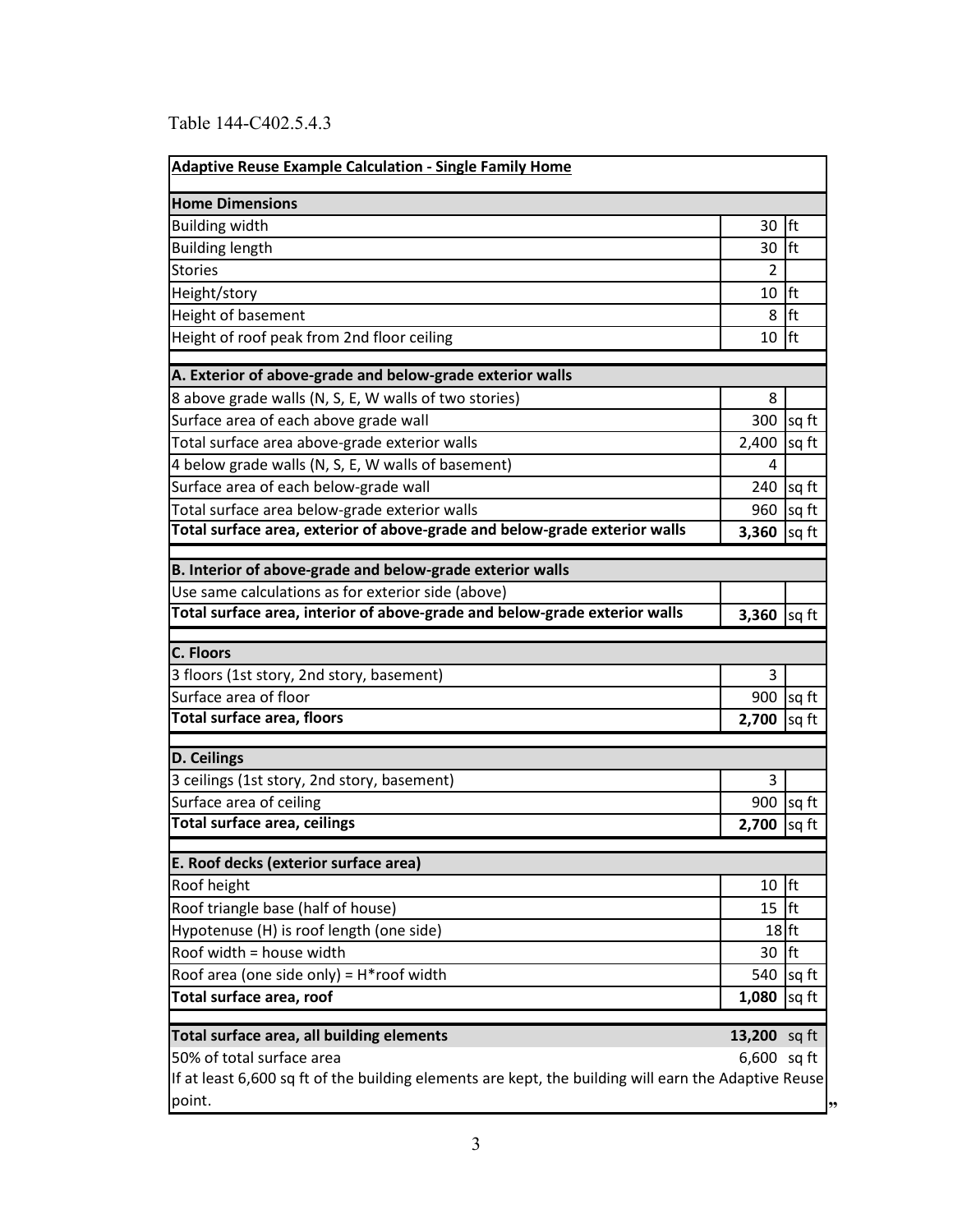Table 144-C402.5.4.3

| Adaptive Reuse Example Calculation - Single Family Home | | |
|---|---|---|
| **Home Dimensions** | | |
| Building width | 30 | ft |
| Building length | 30 | ft |
| Stories | 2 | |
| Height/story | 10 | ft |
| Height of basement | 8 | ft |
| Height of roof peak from 2nd floor ceiling | 10 | ft |
| **A. Exterior of above-grade and below-grade exterior walls** | | |
| 8 above grade walls (N, S, E, W walls of two stories) | 8 | |
| Surface area of each above grade wall | 300 | sq ft |
| Total surface area above-grade exterior walls | 2,400 | sq ft |
| 4 below grade walls (N, S, E, W walls of basement) | 4 | |
| Surface area of each below-grade wall | 240 | sq ft |
| Total surface area below-grade exterior walls | 960 | sq ft |
| **Total surface area, exterior of above-grade and below-grade exterior walls** | **3,360** | sq ft |
| **B. Interior of above-grade and below-grade exterior walls** | | |
| Use same calculations as for exterior side (above) | | |
| **Total surface area, interior of above-grade and below-grade exterior walls** | **3,360** | sq ft |
| **C. Floors** | | |
| 3 floors (1st story, 2nd story, basement) | 3 | |
| Surface area of floor | 900 | sq ft |
| **Total surface area, floors** | **2,700** | sq ft |
| **D. Ceilings** | | |
| 3 ceilings (1st story, 2nd story, basement) | 3 | |
| Surface area of ceiling | 900 | sq ft |
| **Total surface area, ceilings** | **2,700** | sq ft |
| **E. Roof decks (exterior surface area)** | | |
| Roof height | 10 | ft |
| Roof triangle base (half of house) | 15 | ft |
| Hypotenuse (H) is roof length (one side) | 18 | ft |
| Roof width = house width | 30 | ft |
| Roof area (one side only) = H*roof width | 540 | sq ft |
| **Total surface area, roof** | **1,080** | sq ft |
| **Total surface area, all building elements** | **13,200** | sq ft |
| 50% of total surface area | 6,600 | sq ft |
| If at least 6,600 sq ft of the building elements are kept, the building will earn the Adaptive Reuse point. | | |

"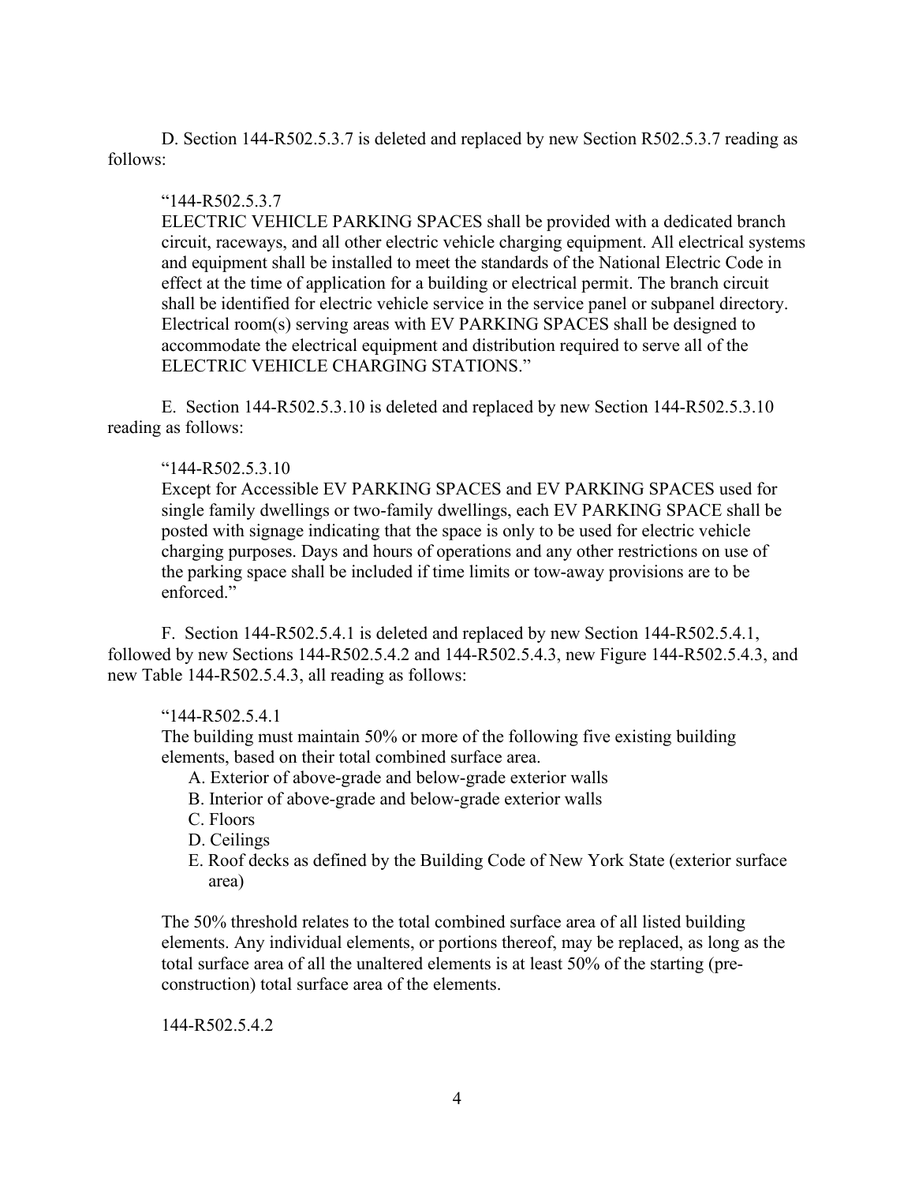D. Section 144-R502.5.3.7 is deleted and replaced by new Section R502.5.3.7 reading as follows:

"144-R502.5.3.7

ELECTRIC VEHICLE PARKING SPACES shall be provided with a dedicated branch circuit, raceways, and all other electric vehicle charging equipment. All electrical systems and equipment shall be installed to meet the standards of the National Electric Code in effect at the time of application for a building or electrical permit. The branch circuit shall be identified for electric vehicle service in the service panel or subpanel directory. Electrical room(s) serving areas with EV PARKING SPACES shall be designed to accommodate the electrical equipment and distribution required to serve all of the ELECTRIC VEHICLE CHARGING STATIONS."

E. Section 144-R502.5.3.10 is deleted and replaced by new Section 144-R502.5.3.10 reading as follows:

"144-R502.5.3.10

Except for Accessible EV PARKING SPACES and EV PARKING SPACES used for single family dwellings or two-family dwellings, each EV PARKING SPACE shall be posted with signage indicating that the space is only to be used for electric vehicle charging purposes. Days and hours of operations and any other restrictions on use of the parking space shall be included if time limits or tow-away provisions are to be enforced."

F. Section 144-R502.5.4.1 is deleted and replaced by new Section 144-R502.5.4.1, followed by new Sections 144-R502.5.4.2 and 144-R502.5.4.3, new Figure 144-R502.5.4.3, and new Table 144-R502.5.4.3, all reading as follows:

"144-R502.5.4.1

The building must maintain 50% or more of the following five existing building elements, based on their total combined surface area.

A. Exterior of above-grade and below-grade exterior walls
B. Interior of above-grade and below-grade exterior walls
C. Floors
D. Ceilings
E. Roof decks as defined by the Building Code of New York State (exterior surface area)

The 50% threshold relates to the total combined surface area of all listed building elements. Any individual elements, or portions thereof, may be replaced, as long as the total surface area of all the unaltered elements is at least 50% of the starting (pre-construction) total surface area of the elements.

144-R502.5.4.2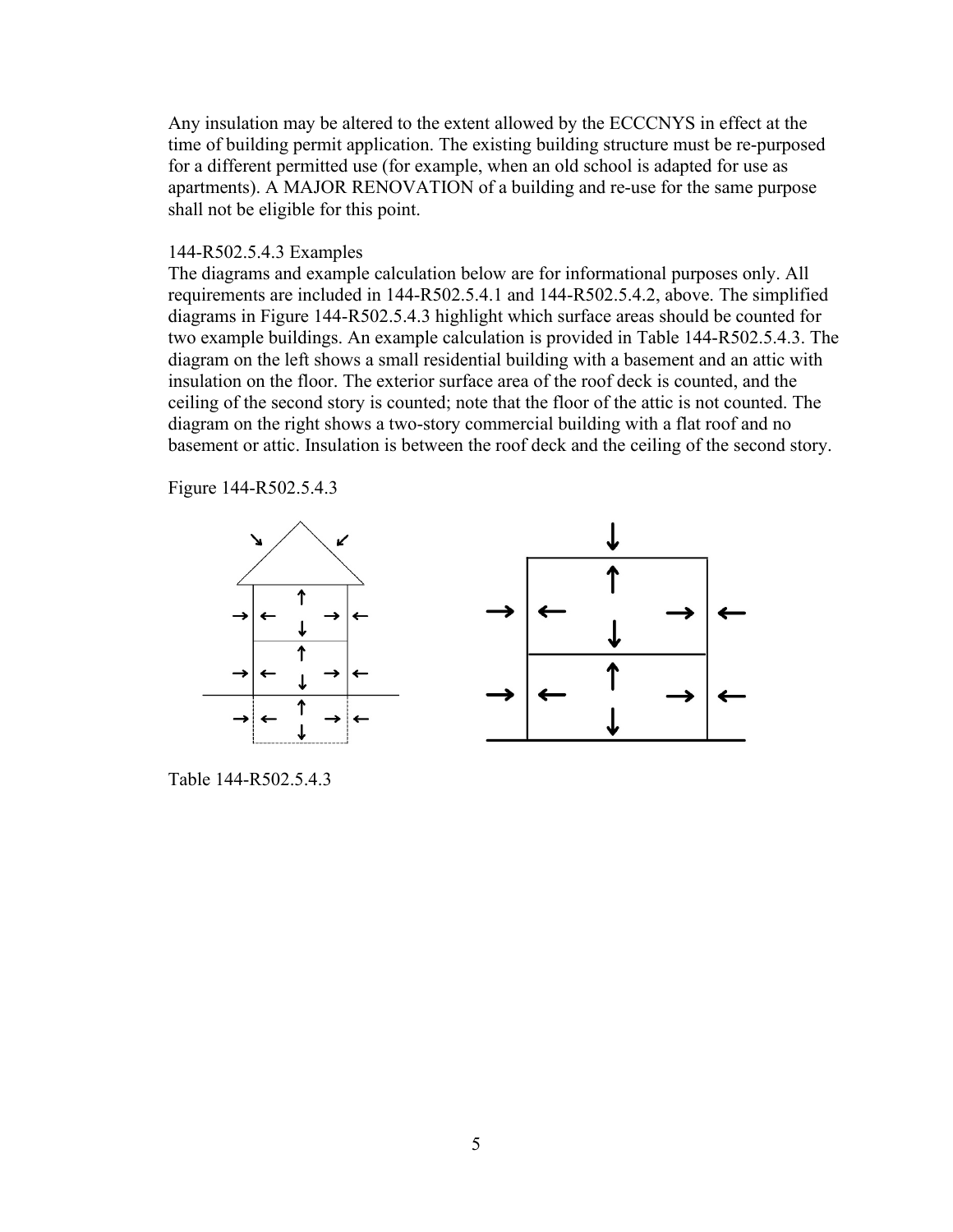Any insulation may be altered to the extent allowed by the ECCCNYS in effect at the time of building permit application. The existing building structure must be re-purposed for a different permitted use (for example, when an old school is adapted for use as apartments). A MAJOR RENOVATION of a building and re-use for the same purpose shall not be eligible for this point.

144-R502.5.4.3 Examples

The diagrams and example calculation below are for informational purposes only. All requirements are included in 144-R502.5.4.1 and 144-R502.5.4.2, above. The simplified diagrams in Figure 144-R502.5.4.3 highlight which surface areas should be counted for two example buildings. An example calculation is provided in Table 144-R502.5.4.3. The diagram on the left shows a small residential building with a basement and an attic with insulation on the floor. The exterior surface area of the roof deck is counted, and the ceiling of the second story is counted; note that the floor of the attic is not counted. The diagram on the right shows a two-story commercial building with a flat roof and no basement or attic. Insulation is between the roof deck and the ceiling of the second story.

Figure 144-R502.5.4.3

Table 144-R502.5.4.3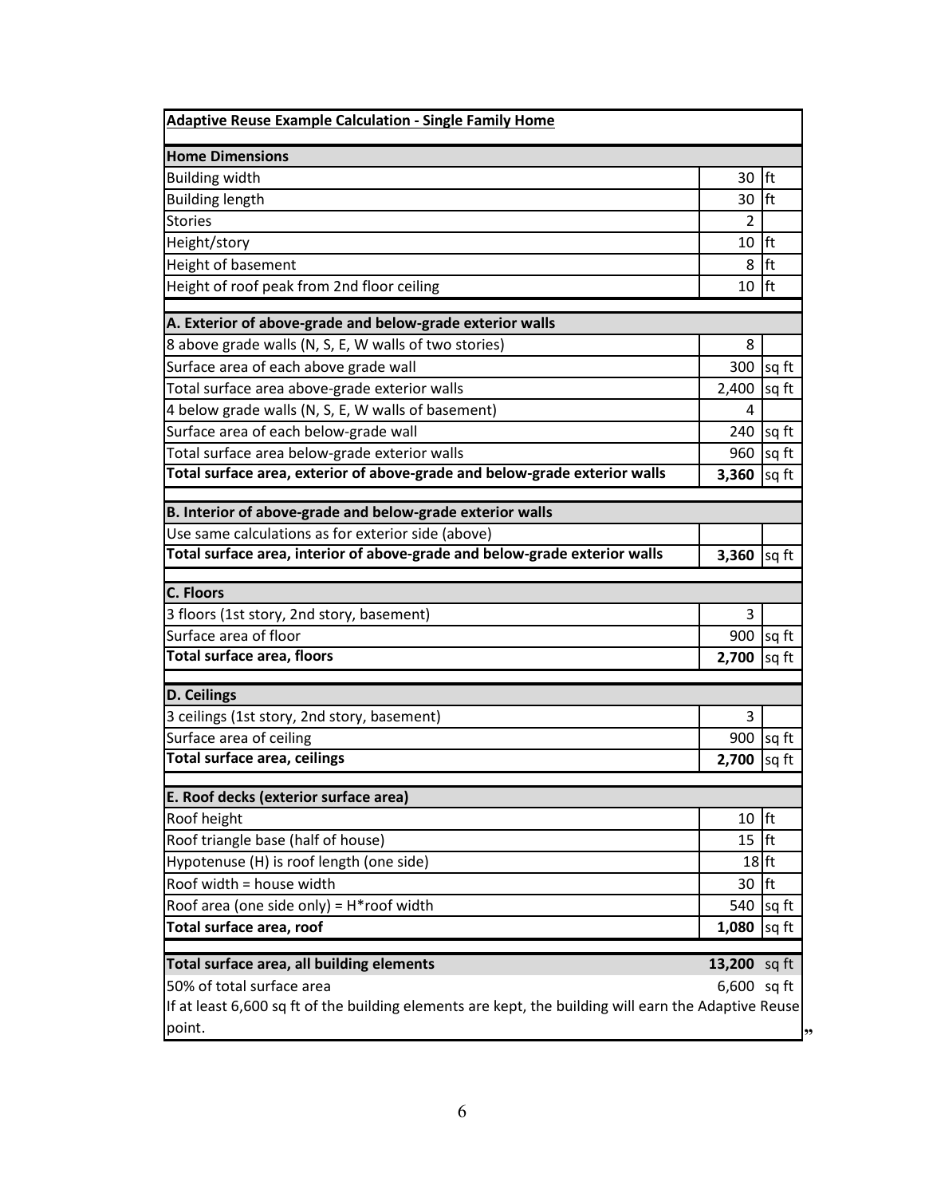| Adaptive Reuse Example Calculation - Single Family Home | | |
|---|---|---|
| **Home Dimensions** | | |
| Building width | 30 | ft |
| Building length | 30 | ft |
| Stories | 2 | |
| Height/story | 10 | ft |
| Height of basement | 8 | ft |
| Height of roof peak from 2nd floor ceiling | 10 | ft |
| **A. Exterior of above-grade and below-grade exterior walls** | | |
| 8 above grade walls (N, S, E, W walls of two stories) | 8 | |
| Surface area of each above grade wall | 300 | sq ft |
| Total surface area above-grade exterior walls | 2,400 | sq ft |
| 4 below grade walls (N, S, E, W walls of basement) | 4 | |
| Surface area of each below-grade wall | 240 | sq ft |
| Total surface area below-grade exterior walls | 960 | sq ft |
| **Total surface area, exterior of above-grade and below-grade exterior walls** | **3,360** | sq ft |
| **B. Interior of above-grade and below-grade exterior walls** | | |
| Use same calculations as for exterior side (above) | | |
| **Total surface area, interior of above-grade and below-grade exterior walls** | **3,360** | sq ft |
| **C. Floors** | | |
| 3 floors (1st story, 2nd story, basement) | 3 | |
| Surface area of floor | 900 | sq ft |
| **Total surface area, floors** | **2,700** | sq ft |
| **D. Ceilings** | | |
| 3 ceilings (1st story, 2nd story, basement) | 3 | |
| Surface area of ceiling | 900 | sq ft |
| **Total surface area, ceilings** | **2,700** | sq ft |
| **E. Roof decks (exterior surface area)** | | |
| Roof height | 10 | ft |
| Roof triangle base (half of house) | 15 | ft |
| Hypotenuse (H) is roof length (one side) | 18 | ft |
| Roof width = house width | 30 | ft |
| Roof area (one side only) = H*roof width | 540 | sq ft |
| **Total surface area, roof** | **1,080** | sq ft |
| **Total surface area, all building elements** | **13,200** | sq ft |
| 50% of total surface area | 6,600 | sq ft |
| If at least 6,600 sq ft of the building elements are kept, the building will earn the Adaptive Reuse point. | | |

”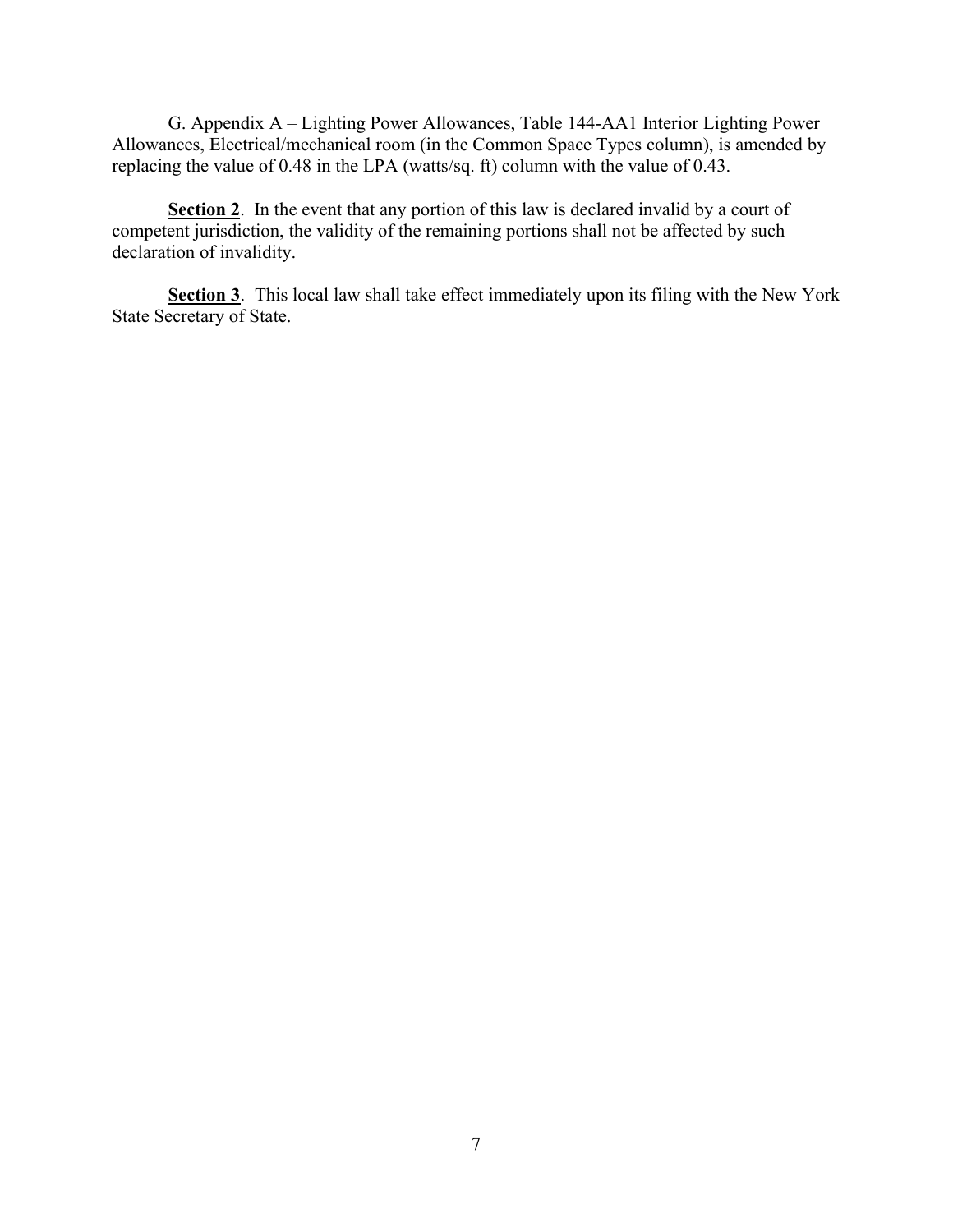G. Appendix A – Lighting Power Allowances, Table 144-AA1 Interior Lighting Power Allowances, Electrical/mechanical room (in the Common Space Types column), is amended by replacing the value of 0.48 in the LPA (watts/sq. ft) column with the value of 0.43.

**Section 2**. In the event that any portion of this law is declared invalid by a court of competent jurisdiction, the validity of the remaining portions shall not be affected by such declaration of invalidity.

**Section 3**. This local law shall take effect immediately upon its filing with the New York State Secretary of State.